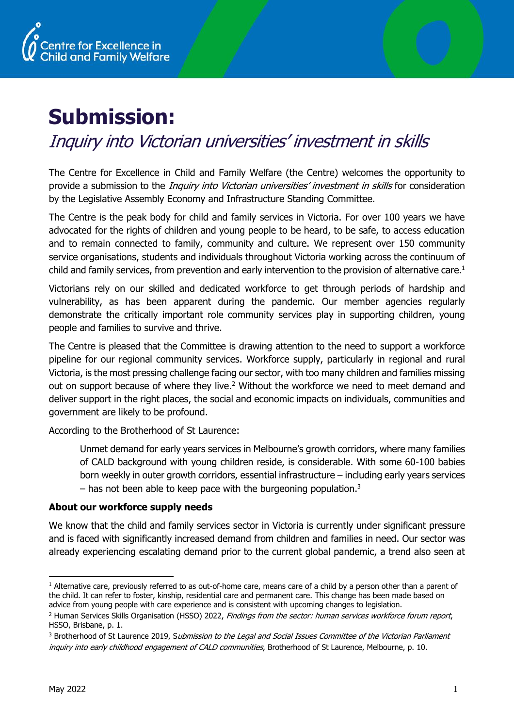Centre for Excellence in Child and Family Welfare

# Submission:

## *Inquiry into Victorian universities' investment in skills*

The Centre for Excellence in Child and Family Welfare (the Centre) welcomes the opportunity to provide a submission to the *Inquiry into Victorian universities' investment in skills* for consideration by the Legislative Assembly Economy and Infrastructure Standing Committee.

The Centre is the peak body for child and family services in Victoria. For over 100 years we have advocated for the rights of children and young people to be heard, to be safe, to access education and to remain connected to family, community and culture. We represent over 150 community service organisations, students and individuals throughout Victoria working across the continuum of child and family services, from prevention and early intervention to the provision of alternative care.[1]

Victorians rely on our skilled and dedicated workforce to get through periods of hardship and vulnerability, as has been apparent during the pandemic. Our member agencies regularly demonstrate the critically important role community services play in supporting children, young people and families to survive and thrive.

The Centre is pleased that the Committee is drawing attention to the need to support a workforce pipeline for our regional community services. Workforce supply, particularly in regional and rural Victoria, is the most pressing challenge facing our sector, with too many children and families missing out on support because of where they live.[2] Without the workforce we need to meet demand and deliver support in the right places, the social and economic impacts on individuals, communities and government are likely to be profound.

According to the Brotherhood of St Laurence:

> Unmet demand for early years services in Melbourne's growth corridors, where many families of CALD background with young children reside, is considerable. With some 60-100 babies born weekly in outer growth corridors, essential infrastructure – including early years services – has not been able to keep pace with the burgeoning population.[3]

**About our workforce supply needs**

We know that the child and family services sector in Victoria is currently under significant pressure and is faced with significantly increased demand from children and families in need. Our sector was already experiencing escalating demand prior to the current global pandemic, a trend also seen at

---

[1] Alternative care, previously referred to as out-of-home care, means care of a child by a person other than a parent of the child. It can refer to foster, kinship, residential care and permanent care. This change has been made based on advice from young people with care experience and is consistent with upcoming changes to legislation.

[2] Human Services Skills Organisation (HSSO) 2022, *Findings from the sector: human services workforce forum report*, HSSO, Brisbane, p. 1.

[3] Brotherhood of St Laurence 2019, S*ubmission to the Legal and Social Issues Committee of the Victorian Parliament inquiry into early childhood engagement of CALD communities*, Brotherhood of St Laurence, Melbourne, p. 10.

May 2022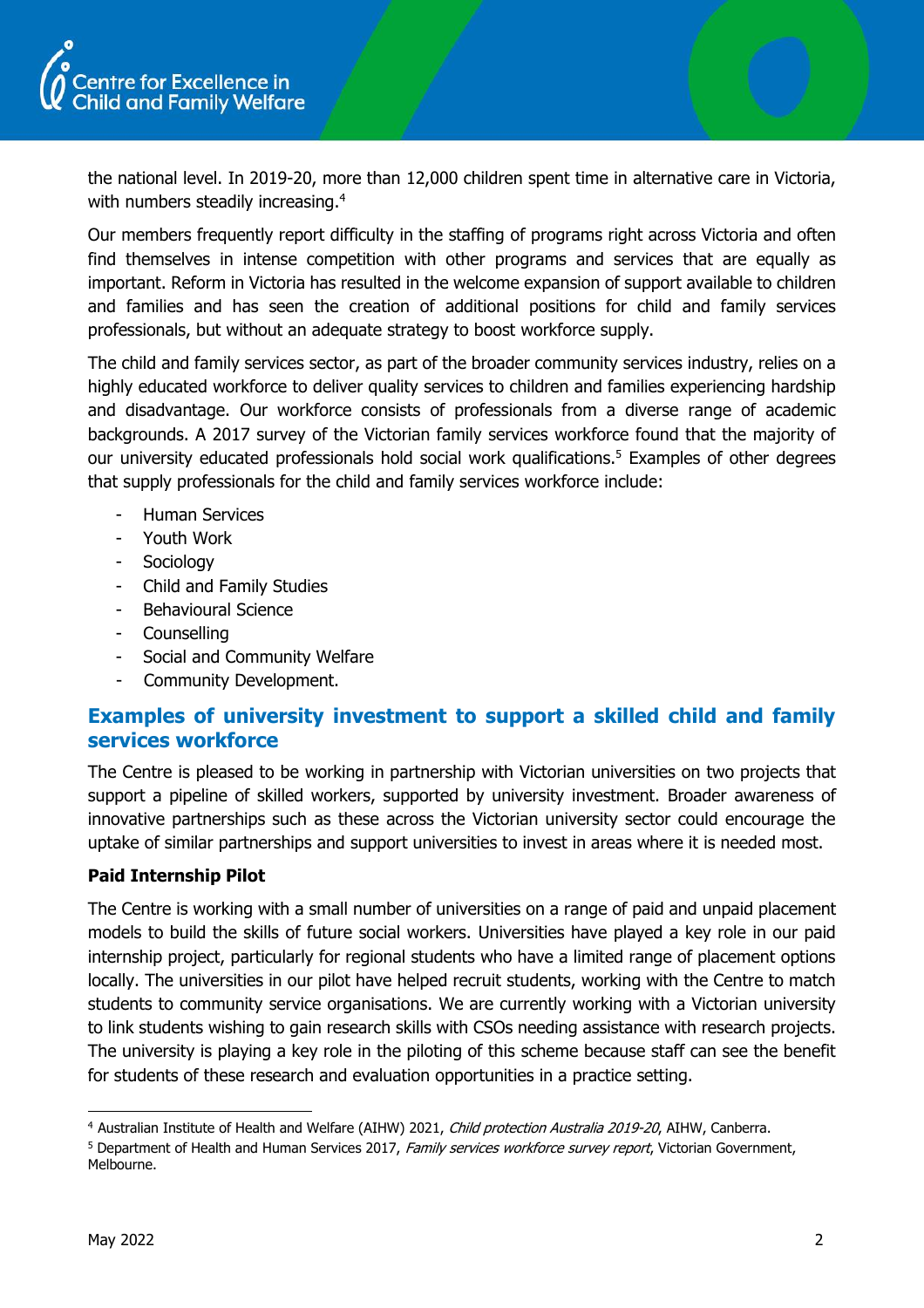the national level. In 2019-20, more than 12,000 children spent time in alternative care in Victoria, with numbers steadily increasing.[4]

Our members frequently report difficulty in the staffing of programs right across Victoria and often find themselves in intense competition with other programs and services that are equally as important. Reform in Victoria has resulted in the welcome expansion of support available to children and families and has seen the creation of additional positions for child and family services professionals, but without an adequate strategy to boost workforce supply.

The child and family services sector, as part of the broader community services industry, relies on a highly educated workforce to deliver quality services to children and families experiencing hardship and disadvantage. Our workforce consists of professionals from a diverse range of academic backgrounds. A 2017 survey of the Victorian family services workforce found that the majority of our university educated professionals hold social work qualifications.[5] Examples of other degrees that supply professionals for the child and family services workforce include:

- Human Services
- Youth Work
- Sociology
- Child and Family Studies
- Behavioural Science
- Counselling
- Social and Community Welfare
- Community Development.

## Examples of university investment to support a skilled child and family services workforce

The Centre is pleased to be working in partnership with Victorian universities on two projects that support a pipeline of skilled workers, supported by university investment. Broader awareness of innovative partnerships such as these across the Victorian university sector could encourage the uptake of similar partnerships and support universities to invest in areas where it is needed most.

### Paid Internship Pilot

The Centre is working with a small number of universities on a range of paid and unpaid placement models to build the skills of future social workers. Universities have played a key role in our paid internship project, particularly for regional students who have a limited range of placement options locally. The universities in our pilot have helped recruit students, working with the Centre to match students to community service organisations. We are currently working with a Victorian university to link students wishing to gain research skills with CSOs needing assistance with research projects. The university is playing a key role in the piloting of this scheme because staff can see the benefit for students of these research and evaluation opportunities in a practice setting.

---

[4] Australian Institute of Health and Welfare (AIHW) 2021, *Child protection Australia 2019-20*, AIHW, Canberra.

[5] Department of Health and Human Services 2017, *Family services workforce survey report*, Victorian Government, Melbourne.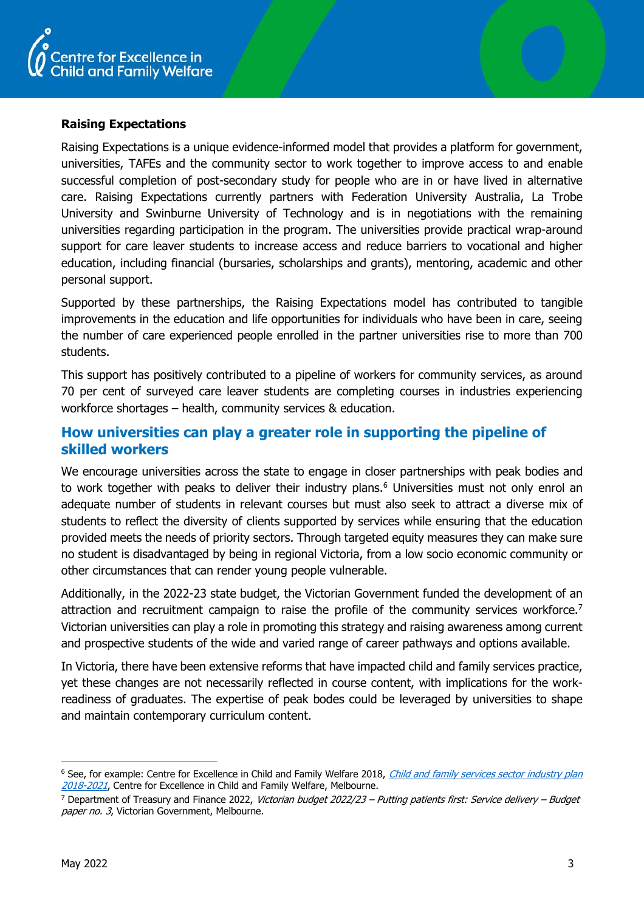**Raising Expectations**

Raising Expectations is a unique evidence-informed model that provides a platform for government, universities, TAFEs and the community sector to work together to improve access to and enable successful completion of post-secondary study for people who are in or have lived in alternative care. Raising Expectations currently partners with Federation University Australia, La Trobe University and Swinburne University of Technology and is in negotiations with the remaining universities regarding participation in the program. The universities provide practical wrap-around support for care leaver students to increase access and reduce barriers to vocational and higher education, including financial (bursaries, scholarships and grants), mentoring, academic and other personal support.

Supported by these partnerships, the Raising Expectations model has contributed to tangible improvements in the education and life opportunities for individuals who have been in care, seeing the number of care experienced people enrolled in the partner universities rise to more than 700 students.

This support has positively contributed to a pipeline of workers for community services, as around 70 per cent of surveyed care leaver students are completing courses in industries experiencing workforce shortages – health, community services & education.

## How universities can play a greater role in supporting the pipeline of skilled workers

We encourage universities across the state to engage in closer partnerships with peak bodies and to work together with peaks to deliver their industry plans.[6] Universities must not only enrol an adequate number of students in relevant courses but must also seek to attract a diverse mix of students to reflect the diversity of clients supported by services while ensuring that the education provided meets the needs of priority sectors. Through targeted equity measures they can make sure no student is disadvantaged by being in regional Victoria, from a low socio economic community or other circumstances that can render young people vulnerable.

Additionally, in the 2022-23 state budget, the Victorian Government funded the development of an attraction and recruitment campaign to raise the profile of the community services workforce.[7] Victorian universities can play a role in promoting this strategy and raising awareness among current and prospective students of the wide and varied range of career pathways and options available.

In Victoria, there have been extensive reforms that have impacted child and family services practice, yet these changes are not necessarily reflected in course content, with implications for the work-readiness of graduates. The expertise of peak bodes could be leveraged by universities to shape and maintain contemporary curriculum content.

---

[6] See, for example: Centre for Excellence in Child and Family Welfare 2018, *Child and family services sector industry plan 2018-2021*, Centre for Excellence in Child and Family Welfare, Melbourne.

[7] Department of Treasury and Finance 2022, *Victorian budget 2022/23 – Putting patients first: Service delivery – Budget paper no. 3*, Victorian Government, Melbourne.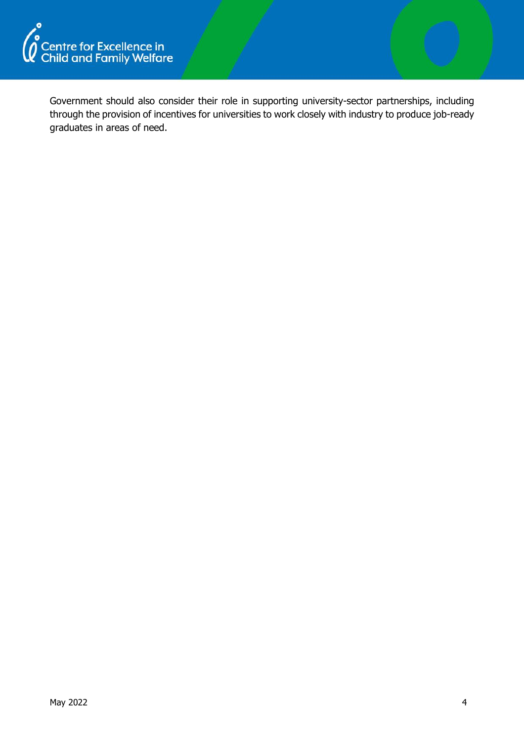Government should also consider their role in supporting university-sector partnerships, including through the provision of incentives for universities to work closely with industry to produce job-ready graduates in areas of need.